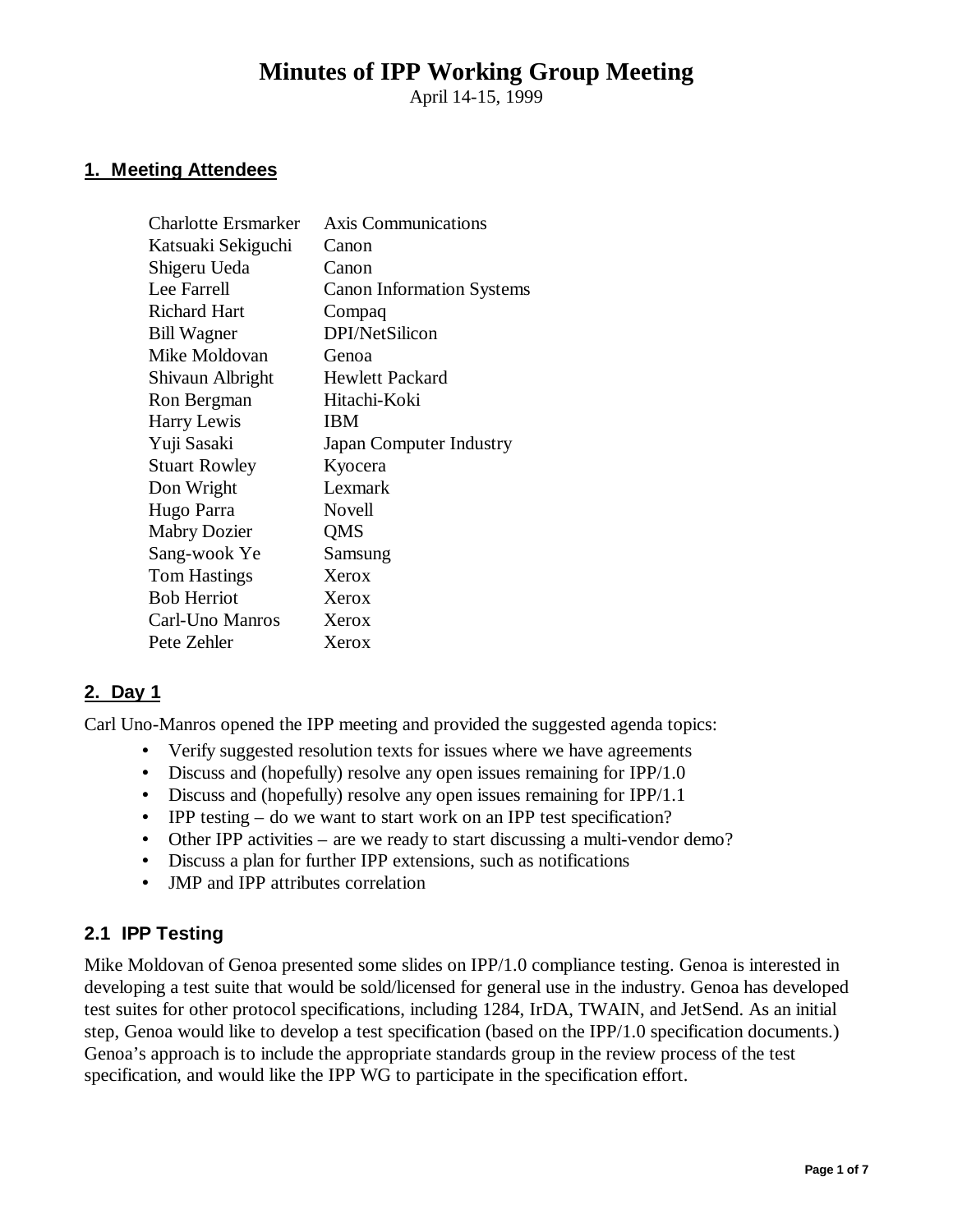# Minutes of IPP Working Group Meeting

April 14-15, 1999

## 1. Meeting Attendees

| | |
|---|---|
| Charlotte Ersmarker | Axis Communications |
| Katsuaki Sekiguchi | Canon |
| Shigeru Ueda | Canon |
| Lee Farrell | Canon Information Systems |
| Richard Hart | Compaq |
| Bill Wagner | DPI/NetSilicon |
| Mike Moldovan | Genoa |
| Shivaun Albright | Hewlett Packard |
| Ron Bergman | Hitachi-Koki |
| Harry Lewis | IBM |
| Yuji Sasaki | Japan Computer Industry |
| Stuart Rowley | Kyocera |
| Don Wright | Lexmark |
| Hugo Parra | Novell |
| Mabry Dozier | QMS |
| Sang-wook Ye | Samsung |
| Tom Hastings | Xerox |
| Bob Herriot | Xerox |
| Carl-Uno Manros | Xerox |
| Pete Zehler | Xerox |

## 2. Day 1

Carl Uno-Manros opened the IPP meeting and provided the suggested agenda topics:

- Verify suggested resolution texts for issues where we have agreements
- Discuss and (hopefully) resolve any open issues remaining for IPP/1.0
- Discuss and (hopefully) resolve any open issues remaining for IPP/1.1
- IPP testing – do we want to start work on an IPP test specification?
- Other IPP activities – are we ready to start discussing a multi-vendor demo?
- Discuss a plan for further IPP extensions, such as notifications
- JMP and IPP attributes correlation

### 2.1 IPP Testing

Mike Moldovan of Genoa presented some slides on IPP/1.0 compliance testing. Genoa is interested in developing a test suite that would be sold/licensed for general use in the industry. Genoa has developed test suites for other protocol specifications, including 1284, IrDA, TWAIN, and JetSend. As an initial step, Genoa would like to develop a test specification (based on the IPP/1.0 specification documents.) Genoa's approach is to include the appropriate standards group in the review process of the test specification, and would like the IPP WG to participate in the specification effort.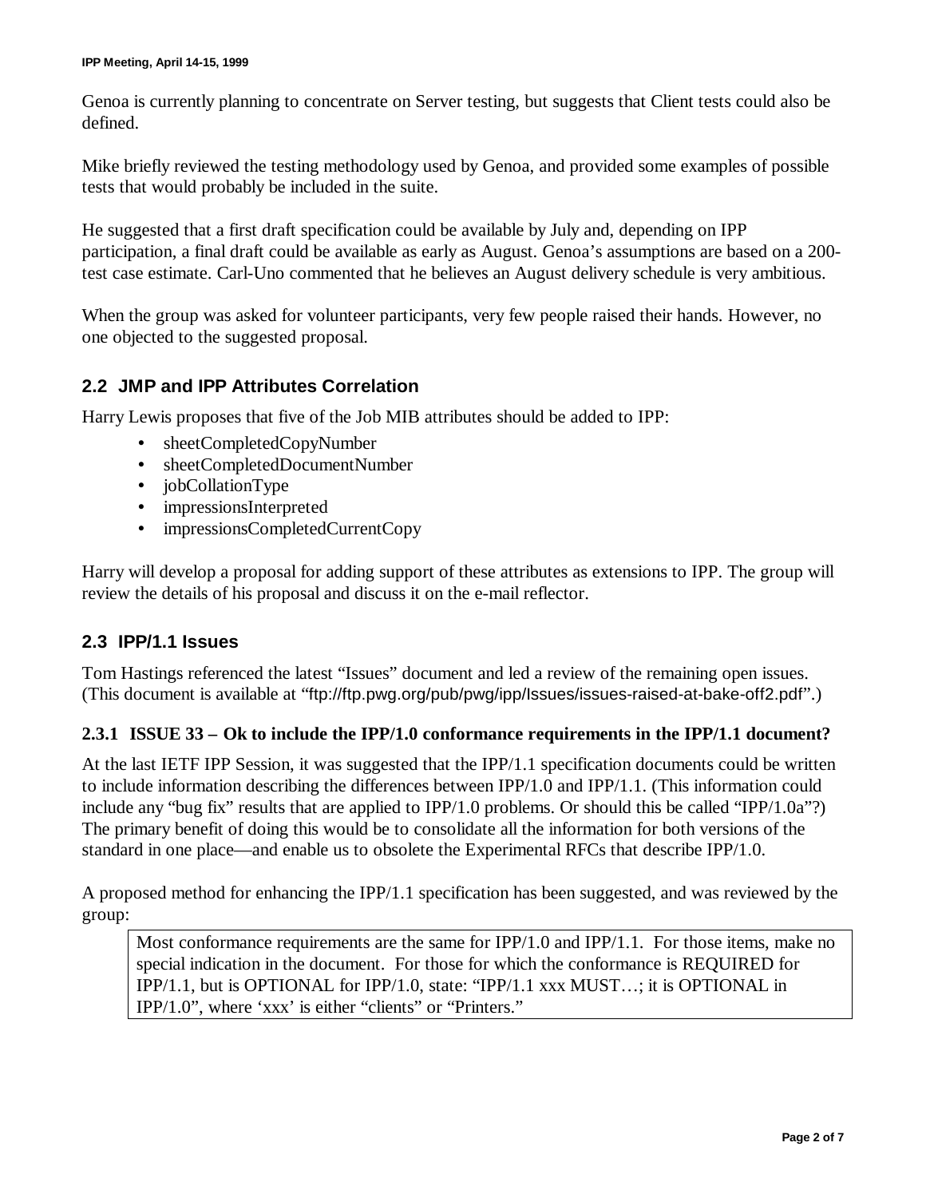Genoa is currently planning to concentrate on Server testing, but suggests that Client tests could also be defined.

Mike briefly reviewed the testing methodology used by Genoa, and provided some examples of possible tests that would probably be included in the suite.

He suggested that a first draft specification could be available by July and, depending on IPP participation, a final draft could be available as early as August. Genoa's assumptions are based on a 200-test case estimate. Carl-Uno commented that he believes an August delivery schedule is very ambitious.

When the group was asked for volunteer participants, very few people raised their hands. However, no one objected to the suggested proposal.

## 2.2 JMP and IPP Attributes Correlation

Harry Lewis proposes that five of the Job MIB attributes should be added to IPP:

- sheetCompletedCopyNumber
- sheetCompletedDocumentNumber
- jobCollationType
- impressionsInterpreted
- impressionsCompletedCurrentCopy

Harry will develop a proposal for adding support of these attributes as extensions to IPP. The group will review the details of his proposal and discuss it on the e-mail reflector.

## 2.3 IPP/1.1 Issues

Tom Hastings referenced the latest "Issues" document and led a review of the remaining open issues. (This document is available at "ftp://ftp.pwg.org/pub/pwg/ipp/Issues/issues-raised-at-bake-off2.pdf".)

### 2.3.1 ISSUE 33 – Ok to include the IPP/1.0 conformance requirements in the IPP/1.1 document?

At the last IETF IPP Session, it was suggested that the IPP/1.1 specification documents could be written to include information describing the differences between IPP/1.0 and IPP/1.1. (This information could include any "bug fix" results that are applied to IPP/1.0 problems. Or should this be called "IPP/1.0a"?) The primary benefit of doing this would be to consolidate all the information for both versions of the standard in one place—and enable us to obsolete the Experimental RFCs that describe IPP/1.0.

A proposed method for enhancing the IPP/1.1 specification has been suggested, and was reviewed by the group:

> Most conformance requirements are the same for IPP/1.0 and IPP/1.1. For those items, make no special indication in the document. For those for which the conformance is REQUIRED for IPP/1.1, but is OPTIONAL for IPP/1.0, state: "IPP/1.1 xxx MUST…; it is OPTIONAL in IPP/1.0", where 'xxx' is either "clients" or "Printers."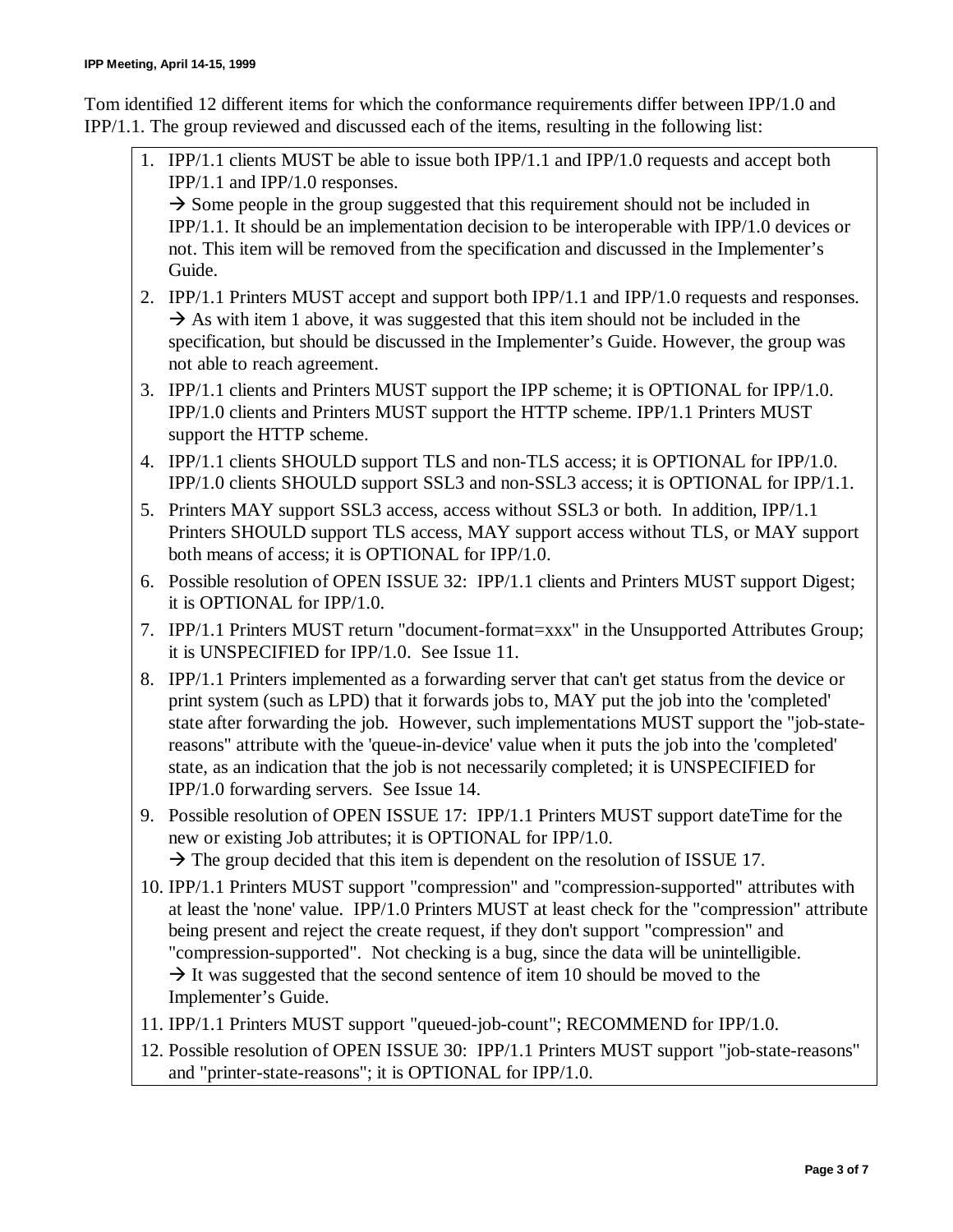Tom identified 12 different items for which the conformance requirements differ between IPP/1.0 and IPP/1.1. The group reviewed and discussed each of the items, resulting in the following list:

1. IPP/1.1 clients MUST be able to issue both IPP/1.1 and IPP/1.0 requests and accept both IPP/1.1 and IPP/1.0 responses.
   → Some people in the group suggested that this requirement should not be included in IPP/1.1. It should be an implementation decision to be interoperable with IPP/1.0 devices or not. This item will be removed from the specification and discussed in the Implementer's Guide.
2. IPP/1.1 Printers MUST accept and support both IPP/1.1 and IPP/1.0 requests and responses.
   → As with item 1 above, it was suggested that this item should not be included in the specification, but should be discussed in the Implementer's Guide. However, the group was not able to reach agreement.
3. IPP/1.1 clients and Printers MUST support the IPP scheme; it is OPTIONAL for IPP/1.0. IPP/1.0 clients and Printers MUST support the HTTP scheme. IPP/1.1 Printers MUST support the HTTP scheme.
4. IPP/1.1 clients SHOULD support TLS and non-TLS access; it is OPTIONAL for IPP/1.0. IPP/1.0 clients SHOULD support SSL3 and non-SSL3 access; it is OPTIONAL for IPP/1.1.
5. Printers MAY support SSL3 access, access without SSL3 or both. In addition, IPP/1.1 Printers SHOULD support TLS access, MAY support access without TLS, or MAY support both means of access; it is OPTIONAL for IPP/1.0.
6. Possible resolution of OPEN ISSUE 32: IPP/1.1 clients and Printers MUST support Digest; it is OPTIONAL for IPP/1.0.
7. IPP/1.1 Printers MUST return "document-format=xxx" in the Unsupported Attributes Group; it is UNSPECIFIED for IPP/1.0. See Issue 11.
8. IPP/1.1 Printers implemented as a forwarding server that can't get status from the device or print system (such as LPD) that it forwards jobs to, MAY put the job into the 'completed' state after forwarding the job. However, such implementations MUST support the "job-state-reasons" attribute with the 'queue-in-device' value when it puts the job into the 'completed' state, as an indication that the job is not necessarily completed; it is UNSPECIFIED for IPP/1.0 forwarding servers. See Issue 14.
9. Possible resolution of OPEN ISSUE 17: IPP/1.1 Printers MUST support dateTime for the new or existing Job attributes; it is OPTIONAL for IPP/1.0.
   → The group decided that this item is dependent on the resolution of ISSUE 17.
10. IPP/1.1 Printers MUST support "compression" and "compression-supported" attributes with at least the 'none' value. IPP/1.0 Printers MUST at least check for the "compression" attribute being present and reject the create request, if they don't support "compression" and "compression-supported". Not checking is a bug, since the data will be unintelligible.
    → It was suggested that the second sentence of item 10 should be moved to the Implementer's Guide.
11. IPP/1.1 Printers MUST support "queued-job-count"; RECOMMEND for IPP/1.0.
12. Possible resolution of OPEN ISSUE 30: IPP/1.1 Printers MUST support "job-state-reasons" and "printer-state-reasons"; it is OPTIONAL for IPP/1.0.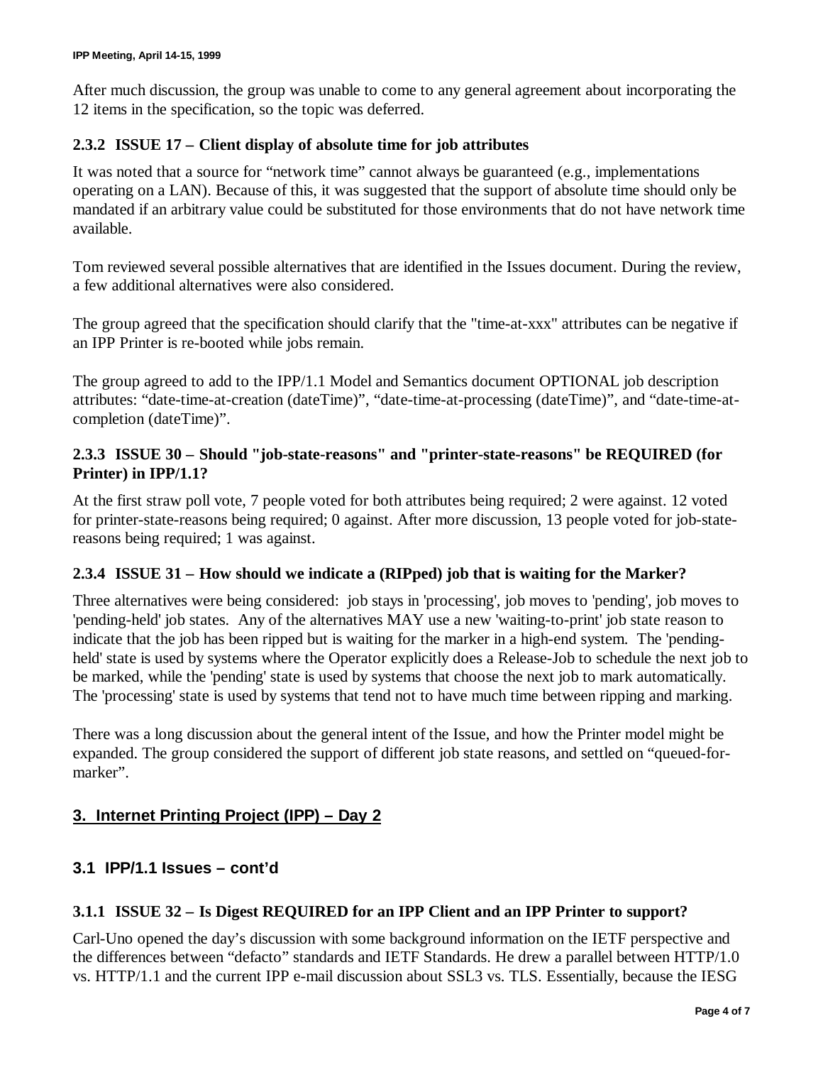After much discussion, the group was unable to come to any general agreement about incorporating the 12 items in the specification, so the topic was deferred.

### 2.3.2 ISSUE 17 – Client display of absolute time for job attributes

It was noted that a source for "network time" cannot always be guaranteed (e.g., implementations operating on a LAN). Because of this, it was suggested that the support of absolute time should only be mandated if an arbitrary value could be substituted for those environments that do not have network time available.

Tom reviewed several possible alternatives that are identified in the Issues document. During the review, a few additional alternatives were also considered.

The group agreed that the specification should clarify that the "time-at-xxx" attributes can be negative if an IPP Printer is re-booted while jobs remain.

The group agreed to add to the IPP/1.1 Model and Semantics document OPTIONAL job description attributes: "date-time-at-creation (dateTime)", "date-time-at-processing (dateTime)", and "date-time-at-completion (dateTime)".

### 2.3.3 ISSUE 30 – Should "job-state-reasons" and "printer-state-reasons" be REQUIRED (for Printer) in IPP/1.1?

At the first straw poll vote, 7 people voted for both attributes being required; 2 were against. 12 voted for printer-state-reasons being required; 0 against. After more discussion, 13 people voted for job-state-reasons being required; 1 was against.

### 2.3.4 ISSUE 31 – How should we indicate a (RIPped) job that is waiting for the Marker?

Three alternatives were being considered: job stays in 'processing', job moves to 'pending', job moves to 'pending-held' job states. Any of the alternatives MAY use a new 'waiting-to-print' job state reason to indicate that the job has been ripped but is waiting for the marker in a high-end system. The 'pending-held' state is used by systems where the Operator explicitly does a Release-Job to schedule the next job to be marked, while the 'pending' state is used by systems that choose the next job to mark automatically. The 'processing' state is used by systems that tend not to have much time between ripping and marking.

There was a long discussion about the general intent of the Issue, and how the Printer model might be expanded. The group considered the support of different job state reasons, and settled on "queued-for-marker".

# 3. Internet Printing Project (IPP) – Day 2

## 3.1 IPP/1.1 Issues – cont'd

### 3.1.1 ISSUE 32 – Is Digest REQUIRED for an IPP Client and an IPP Printer to support?

Carl-Uno opened the day's discussion with some background information on the IETF perspective and the differences between "defacto" standards and IETF Standards. He drew a parallel between HTTP/1.0 vs. HTTP/1.1 and the current IPP e-mail discussion about SSL3 vs. TLS. Essentially, because the IESG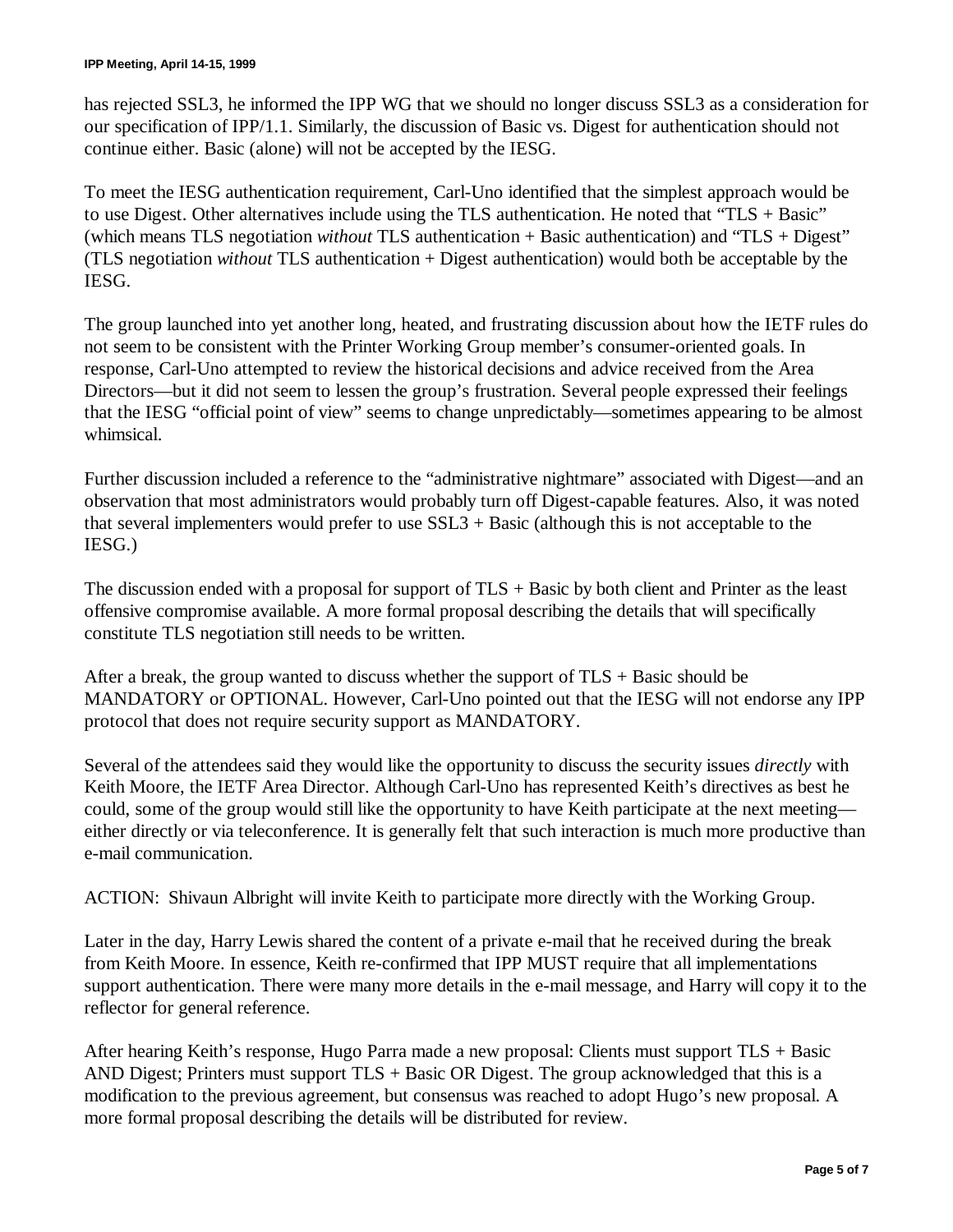has rejected SSL3, he informed the IPP WG that we should no longer discuss SSL3 as a consideration for our specification of IPP/1.1. Similarly, the discussion of Basic vs. Digest for authentication should not continue either. Basic (alone) will not be accepted by the IESG.

To meet the IESG authentication requirement, Carl-Uno identified that the simplest approach would be to use Digest. Other alternatives include using the TLS authentication. He noted that "TLS + Basic" (which means TLS negotiation *without* TLS authentication + Basic authentication) and "TLS + Digest" (TLS negotiation *without* TLS authentication + Digest authentication) would both be acceptable by the IESG.

The group launched into yet another long, heated, and frustrating discussion about how the IETF rules do not seem to be consistent with the Printer Working Group member's consumer-oriented goals. In response, Carl-Uno attempted to review the historical decisions and advice received from the Area Directors—but it did not seem to lessen the group's frustration. Several people expressed their feelings that the IESG "official point of view" seems to change unpredictably—sometimes appearing to be almost whimsical.

Further discussion included a reference to the "administrative nightmare" associated with Digest—and an observation that most administrators would probably turn off Digest-capable features. Also, it was noted that several implementers would prefer to use SSL3 + Basic (although this is not acceptable to the IESG.)

The discussion ended with a proposal for support of TLS + Basic by both client and Printer as the least offensive compromise available. A more formal proposal describing the details that will specifically constitute TLS negotiation still needs to be written.

After a break, the group wanted to discuss whether the support of TLS + Basic should be MANDATORY or OPTIONAL. However, Carl-Uno pointed out that the IESG will not endorse any IPP protocol that does not require security support as MANDATORY.

Several of the attendees said they would like the opportunity to discuss the security issues *directly* with Keith Moore, the IETF Area Director. Although Carl-Uno has represented Keith's directives as best he could, some of the group would still like the opportunity to have Keith participate at the next meeting—either directly or via teleconference. It is generally felt that such interaction is much more productive than e-mail communication.

ACTION: Shivaun Albright will invite Keith to participate more directly with the Working Group.

Later in the day, Harry Lewis shared the content of a private e-mail that he received during the break from Keith Moore. In essence, Keith re-confirmed that IPP MUST require that all implementations support authentication. There were many more details in the e-mail message, and Harry will copy it to the reflector for general reference.

After hearing Keith's response, Hugo Parra made a new proposal: Clients must support TLS + Basic AND Digest; Printers must support TLS + Basic OR Digest. The group acknowledged that this is a modification to the previous agreement, but consensus was reached to adopt Hugo's new proposal. A more formal proposal describing the details will be distributed for review.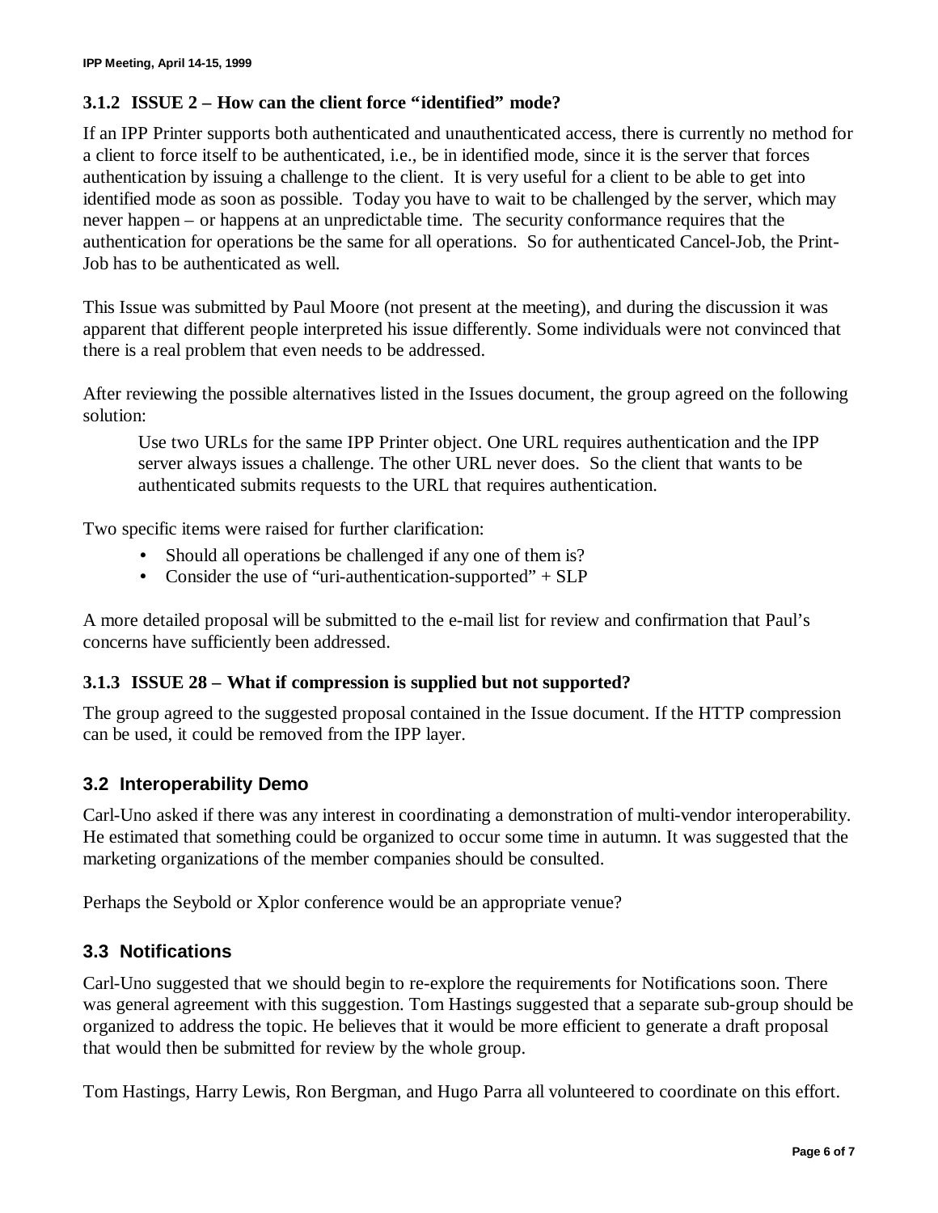### 3.1.2 ISSUE 2 – How can the client force "identified" mode?

If an IPP Printer supports both authenticated and unauthenticated access, there is currently no method for a client to force itself to be authenticated, i.e., be in identified mode, since it is the server that forces authentication by issuing a challenge to the client. It is very useful for a client to be able to get into identified mode as soon as possible. Today you have to wait to be challenged by the server, which may never happen – or happens at an unpredictable time. The security conformance requires that the authentication for operations be the same for all operations. So for authenticated Cancel-Job, the Print-Job has to be authenticated as well.

This Issue was submitted by Paul Moore (not present at the meeting), and during the discussion it was apparent that different people interpreted his issue differently. Some individuals were not convinced that there is a real problem that even needs to be addressed.

After reviewing the possible alternatives listed in the Issues document, the group agreed on the following solution:

> Use two URLs for the same IPP Printer object. One URL requires authentication and the IPP server always issues a challenge. The other URL never does. So the client that wants to be authenticated submits requests to the URL that requires authentication.

Two specific items were raised for further clarification:

- Should all operations be challenged if any one of them is?
- Consider the use of "uri-authentication-supported" + SLP

A more detailed proposal will be submitted to the e-mail list for review and confirmation that Paul's concerns have sufficiently been addressed.

### 3.1.3 ISSUE 28 – What if compression is supplied but not supported?

The group agreed to the suggested proposal contained in the Issue document. If the HTTP compression can be used, it could be removed from the IPP layer.

## 3.2 Interoperability Demo

Carl-Uno asked if there was any interest in coordinating a demonstration of multi-vendor interoperability. He estimated that something could be organized to occur some time in autumn. It was suggested that the marketing organizations of the member companies should be consulted.

Perhaps the Seybold or Xplor conference would be an appropriate venue?

## 3.3 Notifications

Carl-Uno suggested that we should begin to re-explore the requirements for Notifications soon. There was general agreement with this suggestion. Tom Hastings suggested that a separate sub-group should be organized to address the topic. He believes that it would be more efficient to generate a draft proposal that would then be submitted for review by the whole group.

Tom Hastings, Harry Lewis, Ron Bergman, and Hugo Parra all volunteered to coordinate on this effort.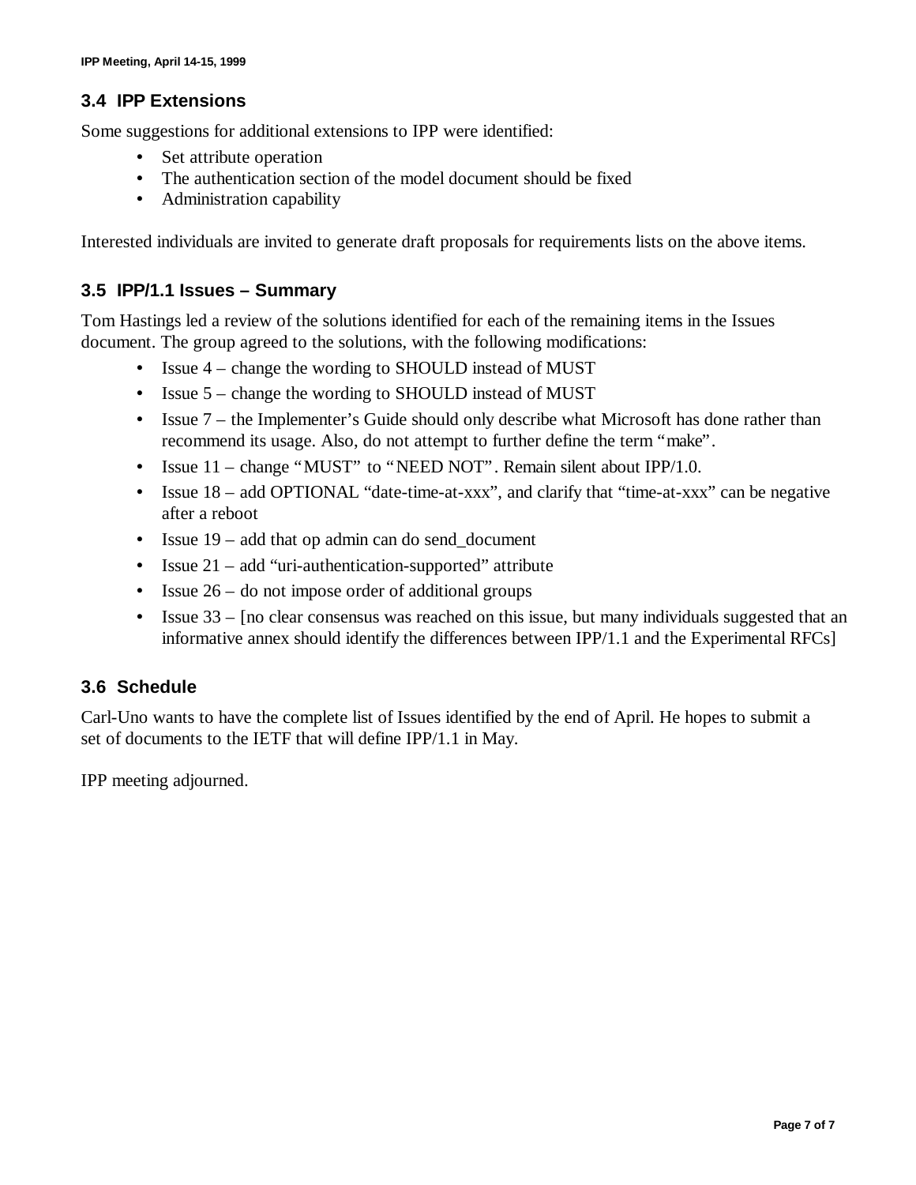### 3.4 IPP Extensions

Some suggestions for additional extensions to IPP were identified:

- Set attribute operation
- The authentication section of the model document should be fixed
- Administration capability

Interested individuals are invited to generate draft proposals for requirements lists on the above items.

### 3.5 IPP/1.1 Issues – Summary

Tom Hastings led a review of the solutions identified for each of the remaining items in the Issues document. The group agreed to the solutions, with the following modifications:

- Issue 4 – change the wording to SHOULD instead of MUST
- Issue 5 – change the wording to SHOULD instead of MUST
- Issue 7 – the Implementer's Guide should only describe what Microsoft has done rather than recommend its usage. Also, do not attempt to further define the term "make".
- Issue 11 – change "MUST" to "NEED NOT". Remain silent about IPP/1.0.
- Issue 18 – add OPTIONAL "date-time-at-xxx", and clarify that "time-at-xxx" can be negative after a reboot
- Issue 19 – add that op admin can do send_document
- Issue 21 – add "uri-authentication-supported" attribute
- Issue 26 – do not impose order of additional groups
- Issue 33 – [no clear consensus was reached on this issue, but many individuals suggested that an informative annex should identify the differences between IPP/1.1 and the Experimental RFCs]

### 3.6 Schedule

Carl-Uno wants to have the complete list of Issues identified by the end of April. He hopes to submit a set of documents to the IETF that will define IPP/1.1 in May.

IPP meeting adjourned.